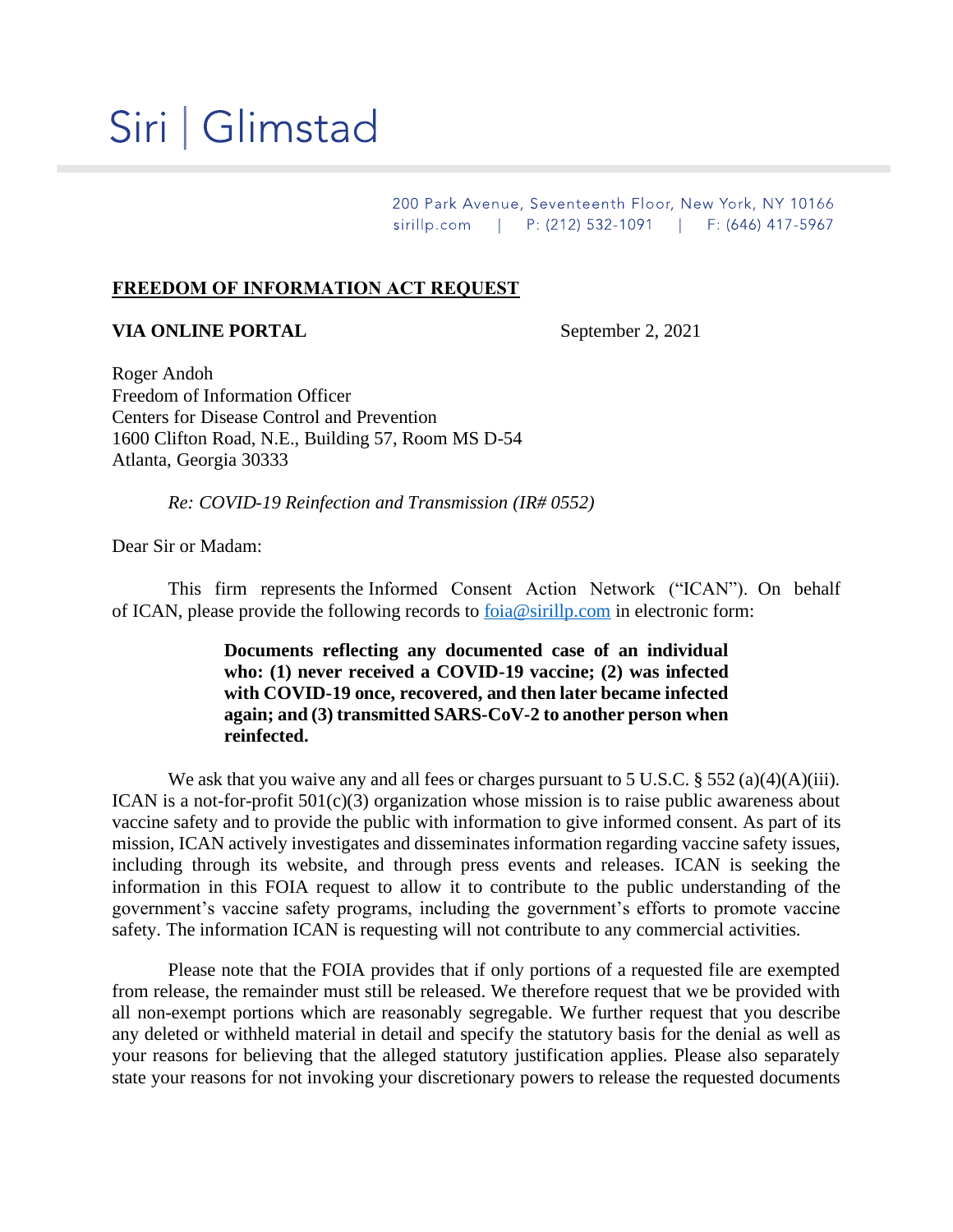# Siri | Glimstad

200 Park Avenue, Seventeenth Floor, New York, NY 10166
sirillp.com | P: (212) 532-1091 | F: (646) 417-5967

**FREEDOM OF INFORMATION ACT REQUEST**

**VIA ONLINE PORTAL** September 2, 2021

Roger Andoh
Freedom of Information Officer
Centers for Disease Control and Prevention
1600 Clifton Road, N.E., Building 57, Room MS D-54
Atlanta, Georgia 30333

*Re: COVID-19 Reinfection and Transmission (IR# 0552)*

Dear Sir or Madam:

This firm represents the Informed Consent Action Network ("ICAN"). On behalf of ICAN, please provide the following records to foia@sirillp.com in electronic form:

> **Documents reflecting any documented case of an individual who: (1) never received a COVID-19 vaccine; (2) was infected with COVID-19 once, recovered, and then later became infected again; and (3) transmitted SARS-CoV-2 to another person when reinfected.**

We ask that you waive any and all fees or charges pursuant to 5 U.S.C. § 552 (a)(4)(A)(iii). ICAN is a not-for-profit 501(c)(3) organization whose mission is to raise public awareness about vaccine safety and to provide the public with information to give informed consent. As part of its mission, ICAN actively investigates and disseminates information regarding vaccine safety issues, including through its website, and through press events and releases. ICAN is seeking the information in this FOIA request to allow it to contribute to the public understanding of the government's vaccine safety programs, including the government's efforts to promote vaccine safety. The information ICAN is requesting will not contribute to any commercial activities.

Please note that the FOIA provides that if only portions of a requested file are exempted from release, the remainder must still be released. We therefore request that we be provided with all non-exempt portions which are reasonably segregable. We further request that you describe any deleted or withheld material in detail and specify the statutory basis for the denial as well as your reasons for believing that the alleged statutory justification applies. Please also separately state your reasons for not invoking your discretionary powers to release the requested documents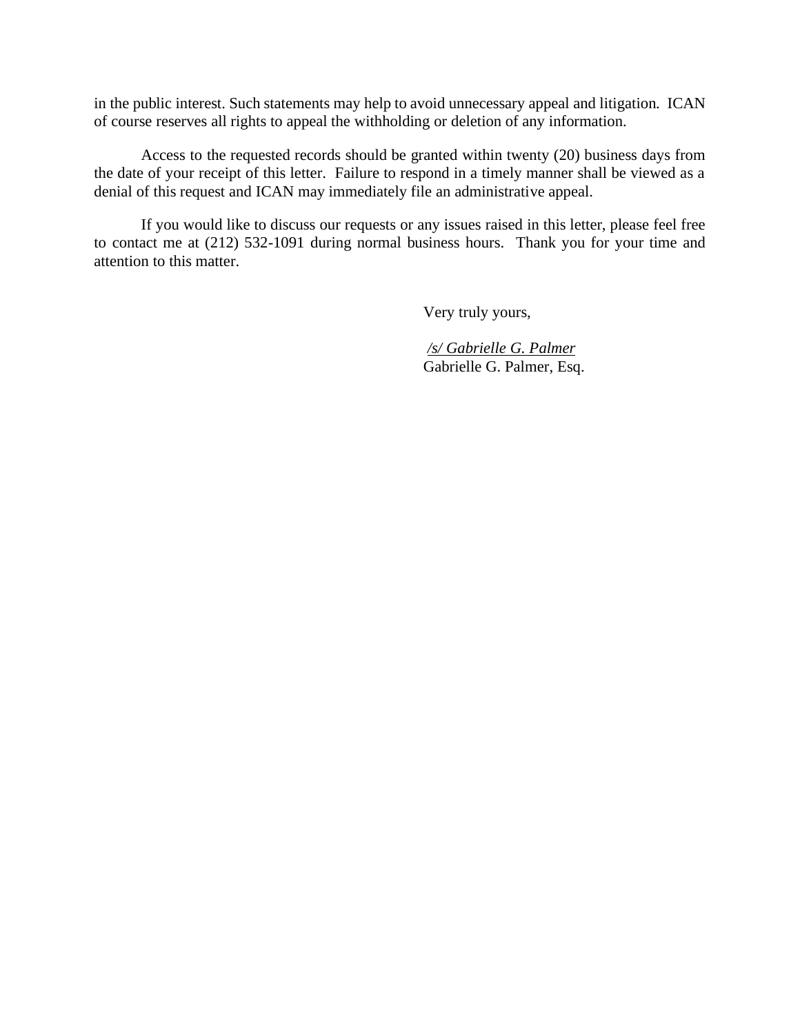in the public interest. Such statements may help to avoid unnecessary appeal and litigation. ICAN of course reserves all rights to appeal the withholding or deletion of any information.

Access to the requested records should be granted within twenty (20) business days from the date of your receipt of this letter. Failure to respond in a timely manner shall be viewed as a denial of this request and ICAN may immediately file an administrative appeal.

If you would like to discuss our requests or any issues raised in this letter, please feel free to contact me at (212) 532-1091 during normal business hours. Thank you for your time and attention to this matter.

Very truly yours,

*/s/ Gabrielle G. Palmer*
Gabrielle G. Palmer, Esq.